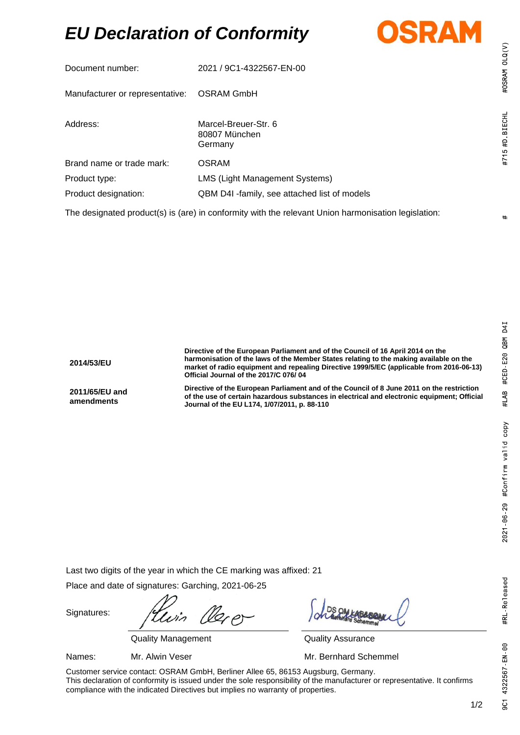# *EU Declaration of Conformity*

OSRAM

| | |
|---|---|
| Document number: | 2021 / 9C1-4322567-EN-00 |
| Manufacturer or representative: | OSRAM GmbH |
| Address: | Marcel-Breuer-Str. 6<br>80807 München<br>Germany |
| Brand name or trade mark: | OSRAM |
| Product type: | LMS (Light Management Systems) |
| Product designation: | QBM D4I -family, see attached list of models |

The designated product(s) is (are) in conformity with the relevant Union harmonisation legislation:

| | |
|---|---|
| **2014/53/EU** | **Directive of the European Parliament and of the Council of 16 April 2014 on the harmonisation of the laws of the Member States relating to the making available on the market of radio equipment and repealing Directive 1999/5/EC (applicable from 2016-06-13) Official Journal of the 2017/C 076/ 04** |
| **2011/65/EU and amendments** | **Directive of the European Parliament and of the Council of 8 June 2011 on the restriction of the use of certain hazardous substances in electrical and electronic equipment; Official Journal of the EU L174, 1/07/2011, p. 88-110** |

Last two digits of the year in which the CE marking was affixed: 21

Place and date of signatures: Garching, 2021-06-25

| | | |
|---|---|---|
| Signatures: | Quality Management | Quality Assurance |
| Names: | Mr. Alwin Veser | Mr. Bernhard Schemmel |

Customer service contact: OSRAM GmbH, Berliner Allee 65, 86153 Augsburg, Germany.
This declaration of conformity is issued under the sole responsibility of the manufacturer or representative. It confirms compliance with the indicated Directives but implies no warranty of properties.

9C1 4322567-EN-00 #RL-Released 2021-06-29 #Confirm valid copy #LAB #CED-E20 QBM D4I # #715 #D.BIECHL #OSRAM OLQ(V)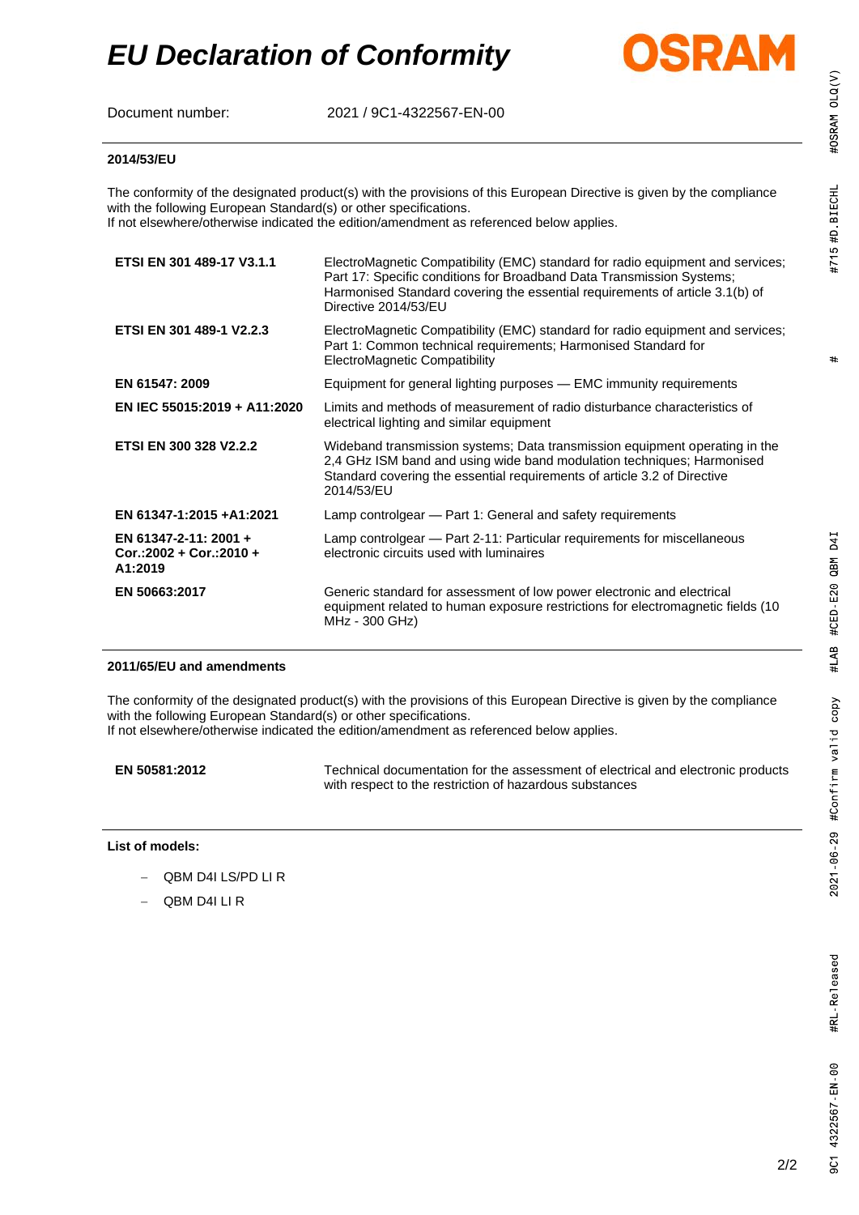# *EU Declaration of Conformity*

OSRAM

Document number: 2021 / 9C1-4322567-EN-00

**2014/53/EU**

The conformity of the designated product(s) with the provisions of this European Directive is given by the compliance with the following European Standard(s) or other specifications.
If not elsewhere/otherwise indicated the edition/amendment as referenced below applies.

| | |
|---|---|
| **ETSI EN 301 489-17 V3.1.1** | ElectroMagnetic Compatibility (EMC) standard for radio equipment and services; Part 17: Specific conditions for Broadband Data Transmission Systems; Harmonised Standard covering the essential requirements of article 3.1(b) of Directive 2014/53/EU |
| **ETSI EN 301 489-1 V2.2.3** | ElectroMagnetic Compatibility (EMC) standard for radio equipment and services; Part 1: Common technical requirements; Harmonised Standard for ElectroMagnetic Compatibility |
| **EN 61547: 2009** | Equipment for general lighting purposes — EMC immunity requirements |
| **EN IEC 55015:2019 + A11:2020** | Limits and methods of measurement of radio disturbance characteristics of electrical lighting and similar equipment |
| **ETSI EN 300 328 V2.2.2** | Wideband transmission systems; Data transmission equipment operating in the 2,4 GHz ISM band and using wide band modulation techniques; Harmonised Standard covering the essential requirements of article 3.2 of Directive 2014/53/EU |
| **EN 61347-1:2015 +A1:2021** | Lamp controlgear — Part 1: General and safety requirements |
| **EN 61347-2-11: 2001 + Cor.:2002 + Cor.:2010 + A1:2019** | Lamp controlgear — Part 2-11: Particular requirements for miscellaneous electronic circuits used with luminaires |
| **EN 50663:2017** | Generic standard for assessment of low power electronic and electrical equipment related to human exposure restrictions for electromagnetic fields (10 MHz - 300 GHz) |

**2011/65/EU and amendments**

The conformity of the designated product(s) with the provisions of this European Directive is given by the compliance with the following European Standard(s) or other specifications.
If not elsewhere/otherwise indicated the edition/amendment as referenced below applies.

| | |
|---|---|
| **EN 50581:2012** | Technical documentation for the assessment of electrical and electronic products with respect to the restriction of hazardous substances |

**List of models:**

- QBM D4I LS/PD LI R
- QBM D4I LI R

#OSRAM OLQ(V) #715 #D.BIECHL # #LAB #CED-E20 QBM D4I 2021-06-29 #Confirm valid copy #RL-Released 9C1 4322567-EN-00